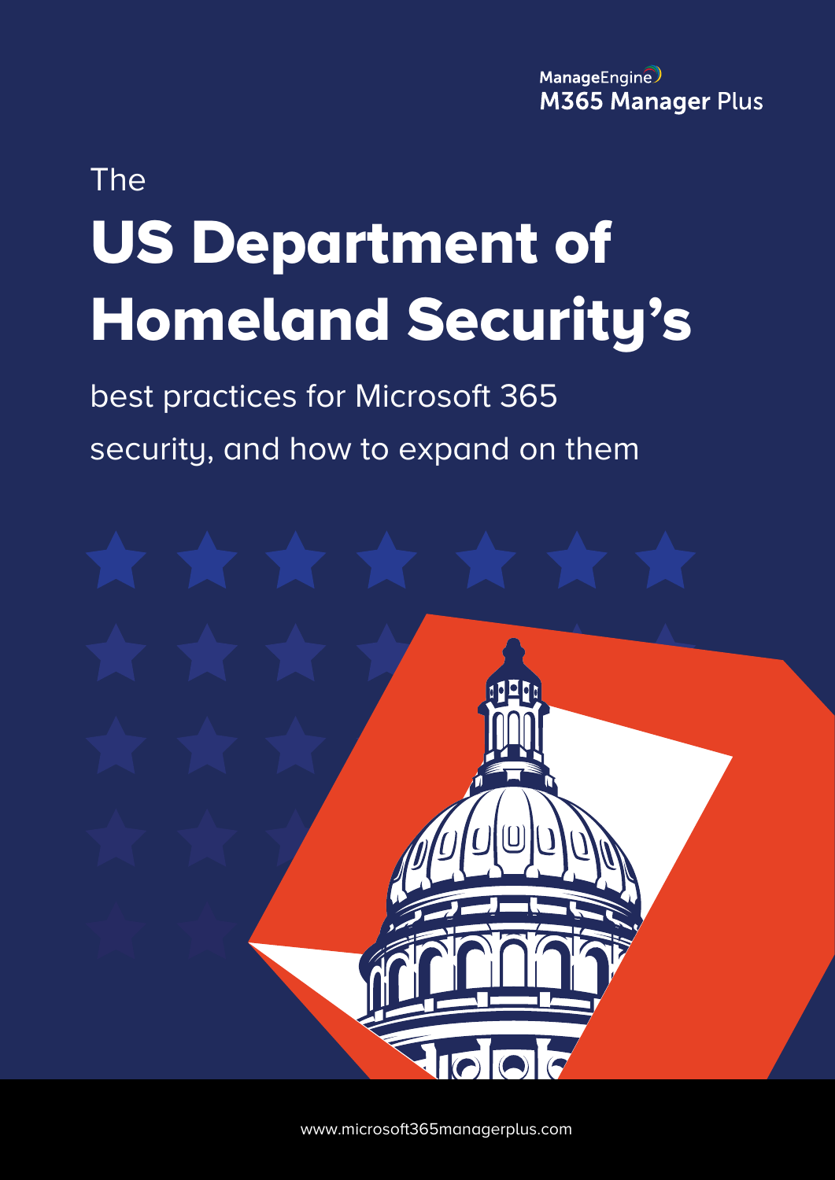ManageEngine
M365 Manager Plus

The

# US Department of Homeland Security's

best practices for Microsoft 365 security, and how to expand on them

www.microsoft365managerplus.com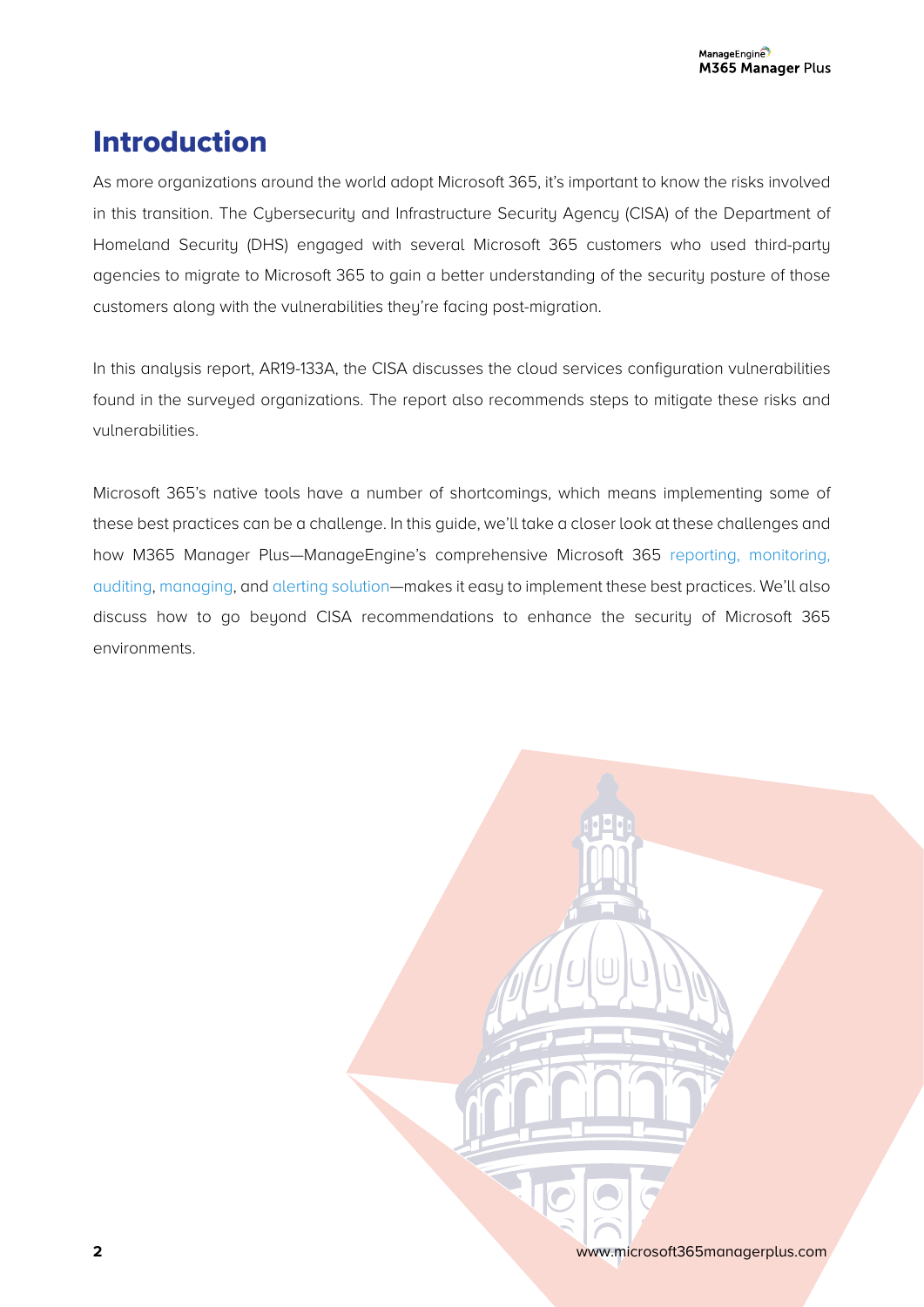# Introduction

As more organizations around the world adopt Microsoft 365, it's important to know the risks involved in this transition. The Cybersecurity and Infrastructure Security Agency (CISA) of the Department of Homeland Security (DHS) engaged with several Microsoft 365 customers who used third-party agencies to migrate to Microsoft 365 to gain a better understanding of the security posture of those customers along with the vulnerabilities they're facing post-migration.

In this analysis report, AR19-133A, the CISA discusses the cloud services configuration vulnerabilities found in the surveyed organizations. The report also recommends steps to mitigate these risks and vulnerabilities.

Microsoft 365's native tools have a number of shortcomings, which means implementing some of these best practices can be a challenge. In this guide, we'll take a closer look at these challenges and how M365 Manager Plus—ManageEngine's comprehensive Microsoft 365 reporting, monitoring, auditing, managing, and alerting solution—makes it easy to implement these best practices. We'll also discuss how to go beyond CISA recommendations to enhance the security of Microsoft 365 environments.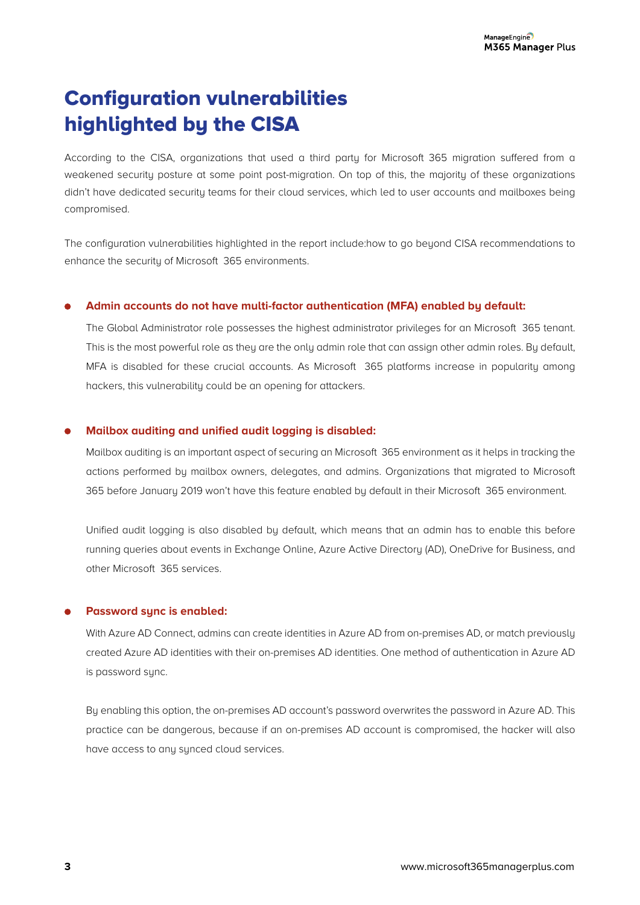# Configuration vulnerabilities highlighted by the CISA

According to the CISA, organizations that used a third party for Microsoft 365 migration suffered from a weakened security posture at some point post-migration. On top of this, the majority of these organizations didn't have dedicated security teams for their cloud services, which led to user accounts and mailboxes being compromised.

The configuration vulnerabilities highlighted in the report include:how to go beyond CISA recommendations to enhance the security of Microsoft 365 environments.

- **Admin accounts do not have multi-factor authentication (MFA) enabled by default:**

  The Global Administrator role possesses the highest administrator privileges for an Microsoft 365 tenant. This is the most powerful role as they are the only admin role that can assign other admin roles. By default, MFA is disabled for these crucial accounts. As Microsoft 365 platforms increase in popularity among hackers, this vulnerability could be an opening for attackers.

- **Mailbox auditing and unified audit logging is disabled:**

  Mailbox auditing is an important aspect of securing an Microsoft 365 environment as it helps in tracking the actions performed by mailbox owners, delegates, and admins. Organizations that migrated to Microsoft 365 before January 2019 won't have this feature enabled by default in their Microsoft 365 environment.

  Unified audit logging is also disabled by default, which means that an admin has to enable this before running queries about events in Exchange Online, Azure Active Directory (AD), OneDrive for Business, and other Microsoft 365 services.

- **Password sync is enabled:**

  With Azure AD Connect, admins can create identities in Azure AD from on-premises AD, or match previously created Azure AD identities with their on-premises AD identities. One method of authentication in Azure AD is password sync.

  By enabling this option, the on-premises AD account's password overwrites the password in Azure AD. This practice can be dangerous, because if an on-premises AD account is compromised, the hacker will also have access to any synced cloud services.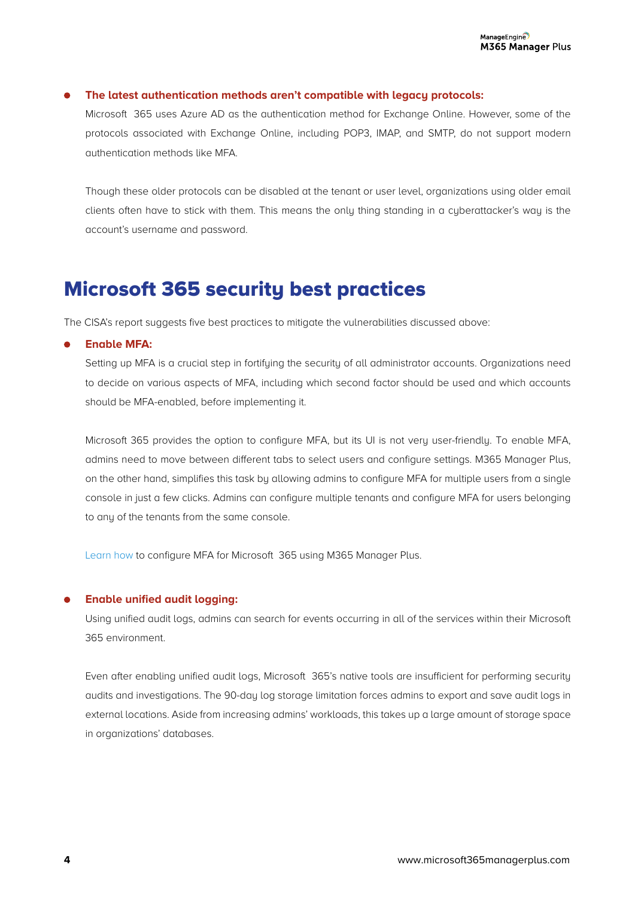- **The latest authentication methods aren't compatible with legacy protocols:**

  Microsoft 365 uses Azure AD as the authentication method for Exchange Online. However, some of the protocols associated with Exchange Online, including POP3, IMAP, and SMTP, do not support modern authentication methods like MFA.

  Though these older protocols can be disabled at the tenant or user level, organizations using older email clients often have to stick with them. This means the only thing standing in a cyberattacker's way is the account's username and password.

## Microsoft 365 security best practices

The CISA's report suggests five best practices to mitigate the vulnerabilities discussed above:

- **Enable MFA:**

  Setting up MFA is a crucial step in fortifying the security of all administrator accounts. Organizations need to decide on various aspects of MFA, including which second factor should be used and which accounts should be MFA-enabled, before implementing it.

  Microsoft 365 provides the option to configure MFA, but its UI is not very user-friendly. To enable MFA, admins need to move between different tabs to select users and configure settings. M365 Manager Plus, on the other hand, simplifies this task by allowing admins to configure MFA for multiple users from a single console in just a few clicks. Admins can configure multiple tenants and configure MFA for users belonging to any of the tenants from the same console.

  Learn how to configure MFA for Microsoft 365 using M365 Manager Plus.

- **Enable unified audit logging:**

  Using unified audit logs, admins can search for events occurring in all of the services within their Microsoft 365 environment.

  Even after enabling unified audit logs, Microsoft 365's native tools are insufficient for performing security audits and investigations. The 90-day log storage limitation forces admins to export and save audit logs in external locations. Aside from increasing admins' workloads, this takes up a large amount of storage space in organizations' databases.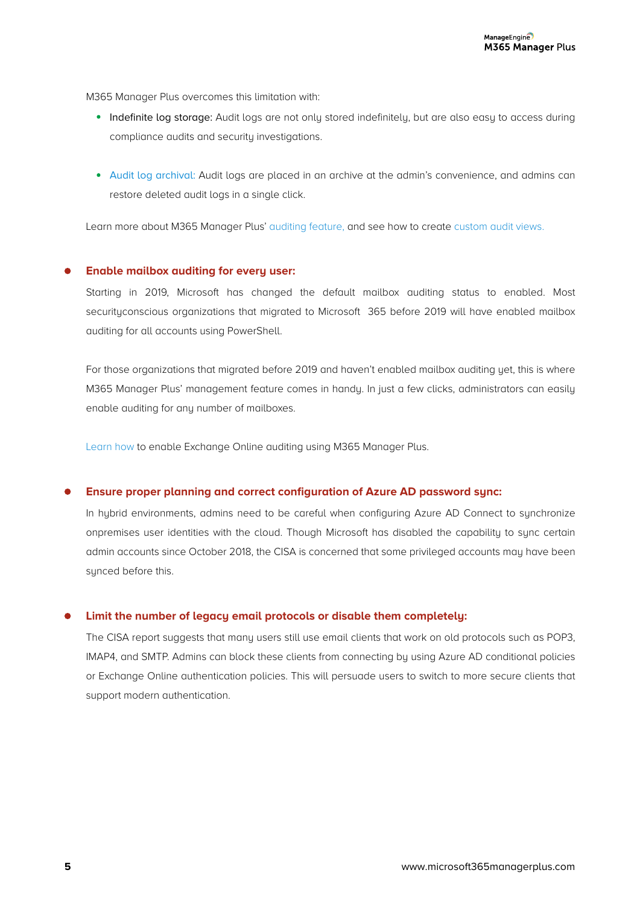M365 Manager Plus overcomes this limitation with:

- Indefinite log storage: Audit logs are not only stored indefinitely, but are also easy to access during compliance audits and security investigations.

- Audit log archival: Audit logs are placed in an archive at the admin's convenience, and admins can restore deleted audit logs in a single click.

Learn more about M365 Manager Plus' auditing feature, and see how to create custom audit views.

- **Enable mailbox auditing for every user:**

  Starting in 2019, Microsoft has changed the default mailbox auditing status to enabled. Most securityconscious organizations that migrated to Microsoft 365 before 2019 will have enabled mailbox auditing for all accounts using PowerShell.

  For those organizations that migrated before 2019 and haven't enabled mailbox auditing yet, this is where M365 Manager Plus' management feature comes in handy. In just a few clicks, administrators can easily enable auditing for any number of mailboxes.

  Learn how to enable Exchange Online auditing using M365 Manager Plus.

- **Ensure proper planning and correct configuration of Azure AD password sync:**

  In hybrid environments, admins need to be careful when configuring Azure AD Connect to synchronize onpremises user identities with the cloud. Though Microsoft has disabled the capability to sync certain admin accounts since October 2018, the CISA is concerned that some privileged accounts may have been synced before this.

- **Limit the number of legacy email protocols or disable them completely:**

  The CISA report suggests that many users still use email clients that work on old protocols such as POP3, IMAP4, and SMTP. Admins can block these clients from connecting by using Azure AD conditional policies or Exchange Online authentication policies. This will persuade users to switch to more secure clients that support modern authentication.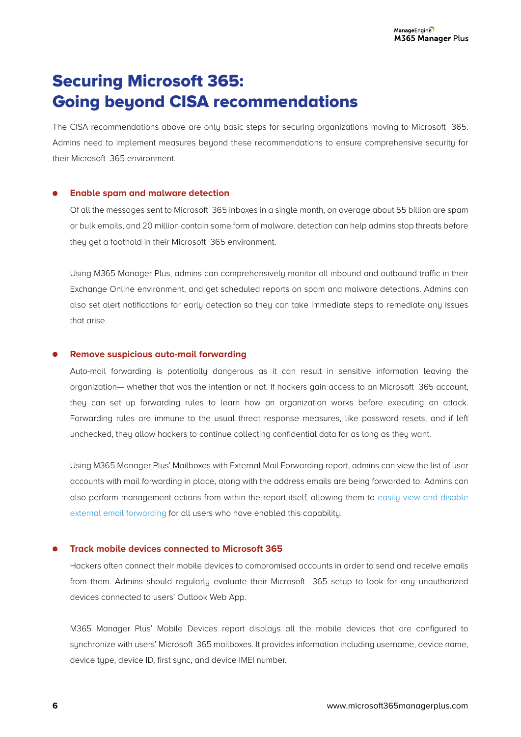# Securing Microsoft 365: Going beyond CISA recommendations

The CISA recommendations above are only basic steps for securing organizations moving to Microsoft 365. Admins need to implement measures beyond these recommendations to ensure comprehensive security for their Microsoft 365 environment.

- **Enable spam and malware detection**

  Of all the messages sent to Microsoft 365 inboxes in a single month, on average about 55 billion are spam or bulk emails, and 20 million contain some form of malware. detection can help admins stop threats before they get a foothold in their Microsoft 365 environment.

  Using M365 Manager Plus, admins can comprehensively monitor all inbound and outbound traffic in their Exchange Online environment, and get scheduled reports on spam and malware detections. Admins can also set alert notifications for early detection so they can take immediate steps to remediate any issues that arise.

- **Remove suspicious auto-mail forwarding**

  Auto-mail forwarding is potentially dangerous as it can result in sensitive information leaving the organization— whether that was the intention or not. If hackers gain access to an Microsoft 365 account, they can set up forwarding rules to learn how an organization works before executing an attack. Forwarding rules are immune to the usual threat response measures, like password resets, and if left unchecked, they allow hackers to continue collecting confidential data for as long as they want.

  Using M365 Manager Plus' Mailboxes with External Mail Forwarding report, admins can view the list of user accounts with mail forwarding in place, along with the address emails are being forwarded to. Admins can also perform management actions from within the report itself, allowing them to easily view and disable external email forwarding for all users who have enabled this capability.

- **Track mobile devices connected to Microsoft 365**

  Hackers often connect their mobile devices to compromised accounts in order to send and receive emails from them. Admins should regularly evaluate their Microsoft 365 setup to look for any unauthorized devices connected to users' Outlook Web App.

  M365 Manager Plus' Mobile Devices report displays all the mobile devices that are configured to synchronize with users' Microsoft 365 mailboxes. It provides information including username, device name, device type, device ID, first sync, and device IMEI number.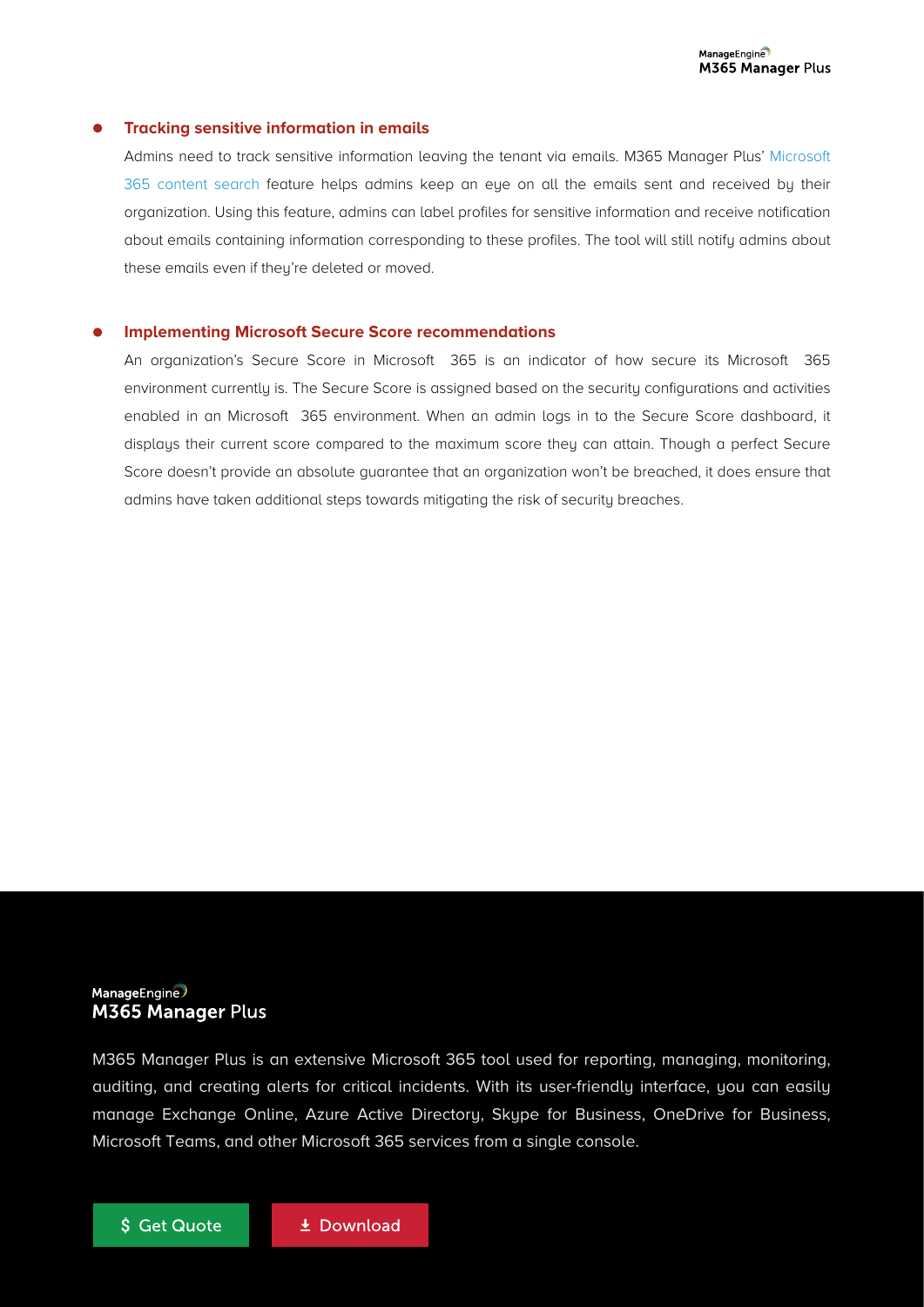- **Tracking sensitive information in emails**

  Admins need to track sensitive information leaving the tenant via emails. M365 Manager Plus' Microsoft 365 content search feature helps admins keep an eye on all the emails sent and received by their organization. Using this feature, admins can label profiles for sensitive information and receive notification about emails containing information corresponding to these profiles. The tool will still notify admins about these emails even if they're deleted or moved.

- **Implementing Microsoft Secure Score recommendations**

  An organization's Secure Score in Microsoft 365 is an indicator of how secure its Microsoft 365 environment currently is. The Secure Score is assigned based on the security configurations and activities enabled in an Microsoft 365 environment. When an admin logs in to the Secure Score dashboard, it displays their current score compared to the maximum score they can attain. Though a perfect Secure Score doesn't provide an absolute guarantee that an organization won't be breached, it does ensure that admins have taken additional steps towards mitigating the risk of security breaches.

ManageEngine
**M365 Manager Plus**

M365 Manager Plus is an extensive Microsoft 365 tool used for reporting, managing, monitoring, auditing, and creating alerts for critical incidents. With its user-friendly interface, you can easily manage Exchange Online, Azure Active Directory, Skype for Business, OneDrive for Business, Microsoft Teams, and other Microsoft 365 services from a single console.

$ Get Quote

Download